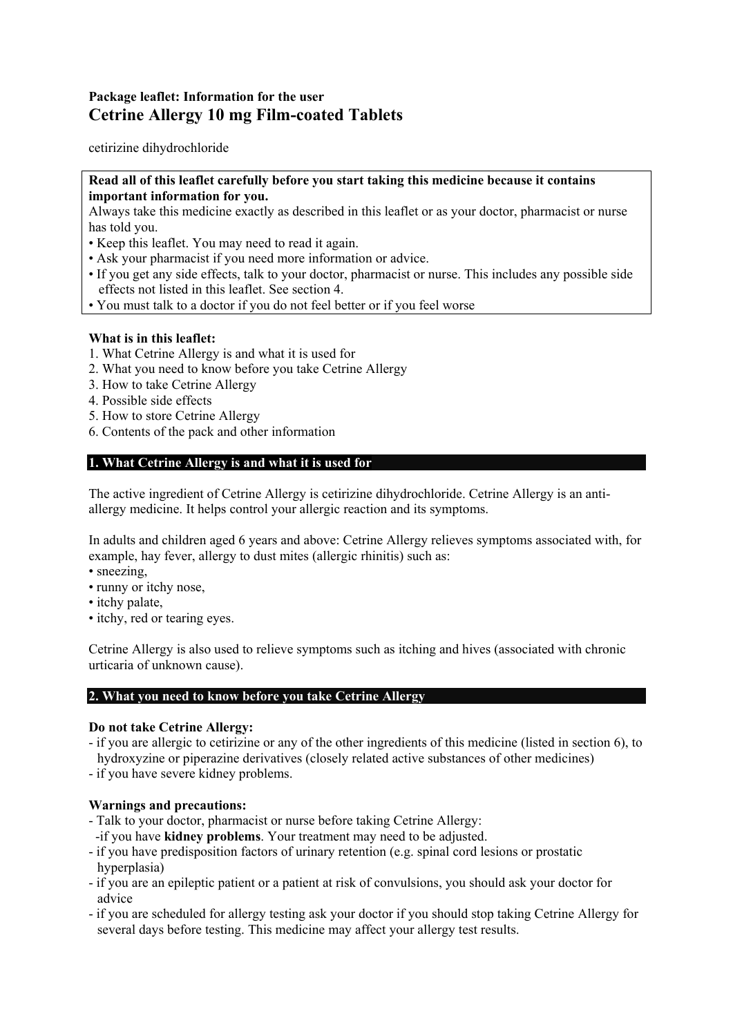**Package leaflet: Information for the user**

# Cetrine Allergy 10 mg Film-coated Tablets

cetirizine dihydrochloride

**Read all of this leaflet carefully before you start taking this medicine because it contains important information for you.**
Always take this medicine exactly as described in this leaflet or as your doctor, pharmacist or nurse has told you.
- Keep this leaflet. You may need to read it again.
- Ask your pharmacist if you need more information or advice.
- If you get any side effects, talk to your doctor, pharmacist or nurse. This includes any possible side effects not listed in this leaflet. See section 4.
- You must talk to a doctor if you do not feel better or if you feel worse

**What is in this leaflet:**
1. What Cetrine Allergy is and what it is used for
2. What you need to know before you take Cetrine Allergy
3. How to take Cetrine Allergy
4. Possible side effects
5. How to store Cetrine Allergy
6. Contents of the pack and other information

## 1. What Cetrine Allergy is and what it is used for

The active ingredient of Cetrine Allergy is cetirizine dihydrochloride. Cetrine Allergy is an anti-allergy medicine. It helps control your allergic reaction and its symptoms.

In adults and children aged 6 years and above: Cetrine Allergy relieves symptoms associated with, for example, hay fever, allergy to dust mites (allergic rhinitis) such as:
- sneezing,
- runny or itchy nose,
- itchy palate,
- itchy, red or tearing eyes.

Cetrine Allergy is also used to relieve symptoms such as itching and hives (associated with chronic urticaria of unknown cause).

## 2. What you need to know before you take Cetrine Allergy

**Do not take Cetrine Allergy:**
- if you are allergic to cetirizine or any of the other ingredients of this medicine (listed in section 6), to hydroxyzine or piperazine derivatives (closely related active substances of other medicines)
- if you have severe kidney problems.

**Warnings and precautions:**
- Talk to your doctor, pharmacist or nurse before taking Cetrine Allergy:
  - if you have **kidney problems**. Your treatment may need to be adjusted.
- if you have predisposition factors of urinary retention (e.g. spinal cord lesions or prostatic hyperplasia)
- if you are an epileptic patient or a patient at risk of convulsions, you should ask your doctor for advice
- if you are scheduled for allergy testing ask your doctor if you should stop taking Cetrine Allergy for several days before testing. This medicine may affect your allergy test results.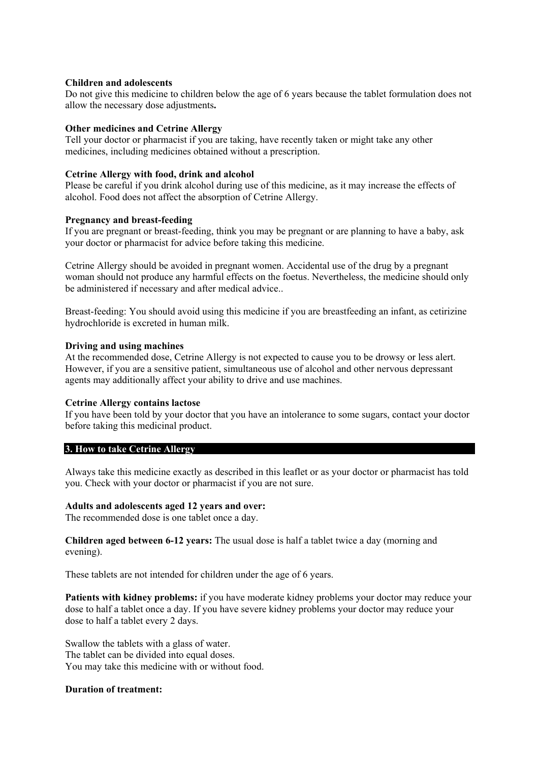**Children and adolescents**
Do not give this medicine to children below the age of 6 years because the tablet formulation does not allow the necessary dose adjustments**.**

**Other medicines and Cetrine Allergy**
Tell your doctor or pharmacist if you are taking, have recently taken or might take any other medicines, including medicines obtained without a prescription.

**Cetrine Allergy with food, drink and alcohol**
Please be careful if you drink alcohol during use of this medicine, as it may increase the effects of alcohol. Food does not affect the absorption of Cetrine Allergy.

**Pregnancy and breast-feeding**
If you are pregnant or breast-feeding, think you may be pregnant or are planning to have a baby, ask your doctor or pharmacist for advice before taking this medicine.

Cetrine Allergy should be avoided in pregnant women. Accidental use of the drug by a pregnant woman should not produce any harmful effects on the foetus. Nevertheless, the medicine should only be administered if necessary and after medical advice..

Breast-feeding: You should avoid using this medicine if you are breastfeeding an infant, as cetirizine hydrochloride is excreted in human milk.

**Driving and using machines**
At the recommended dose, Cetrine Allergy is not expected to cause you to be drowsy or less alert. However, if you are a sensitive patient, simultaneous use of alcohol and other nervous depressant agents may additionally affect your ability to drive and use machines.

**Cetrine Allergy contains lactose**
If you have been told by your doctor that you have an intolerance to some sugars, contact your doctor before taking this medicinal product.

## 3. How to take Cetrine Allergy

Always take this medicine exactly as described in this leaflet or as your doctor or pharmacist has told you. Check with your doctor or pharmacist if you are not sure.

**Adults and adolescents aged 12 years and over:**
The recommended dose is one tablet once a day.

**Children aged between 6-12 years:** The usual dose is half a tablet twice a day (morning and evening).

These tablets are not intended for children under the age of 6 years.

**Patients with kidney problems:** if you have moderate kidney problems your doctor may reduce your dose to half a tablet once a day. If you have severe kidney problems your doctor may reduce your dose to half a tablet every 2 days.

Swallow the tablets with a glass of water.
The tablet can be divided into equal doses.
You may take this medicine with or without food.

**Duration of treatment:**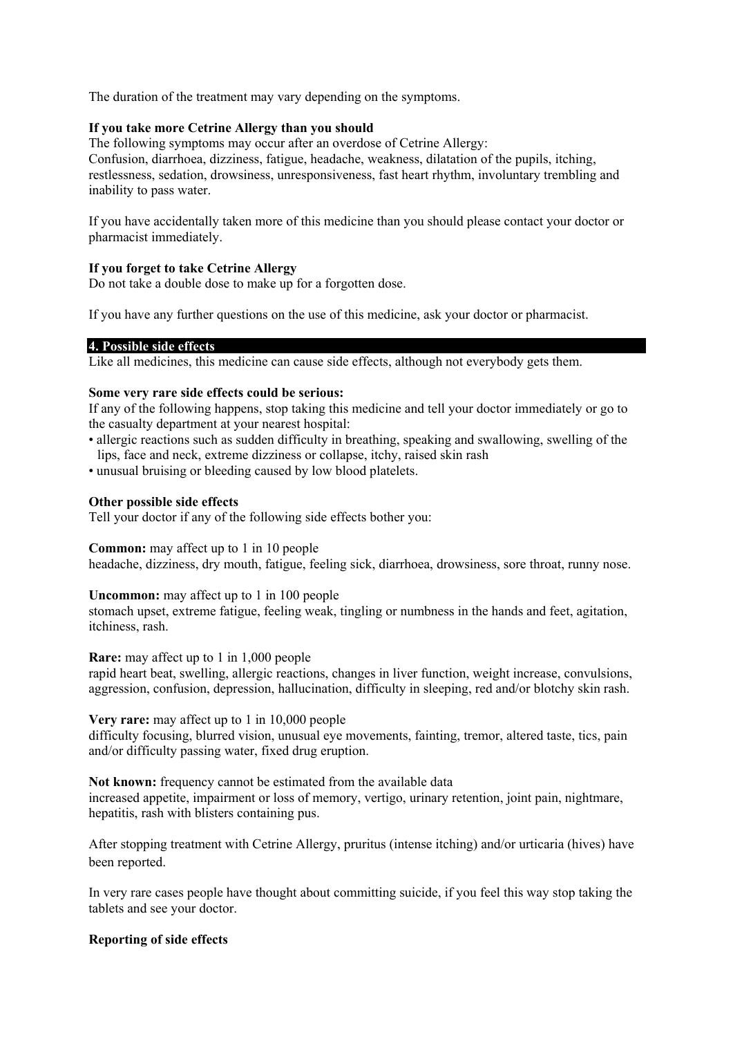The duration of the treatment may vary depending on the symptoms.

**If you take more Cetrine Allergy than you should**

The following symptoms may occur after an overdose of Cetrine Allergy:
Confusion, diarrhoea, dizziness, fatigue, headache, weakness, dilatation of the pupils, itching, restlessness, sedation, drowsiness, unresponsiveness, fast heart rhythm, involuntary trembling and inability to pass water.

If you have accidentally taken more of this medicine than you should please contact your doctor or pharmacist immediately.

**If you forget to take Cetrine Allergy**

Do not take a double dose to make up for a forgotten dose.

If you have any further questions on the use of this medicine, ask your doctor or pharmacist.

## 4. Possible side effects

Like all medicines, this medicine can cause side effects, although not everybody gets them.

**Some very rare side effects could be serious:**

If any of the following happens, stop taking this medicine and tell your doctor immediately or go to the casualty department at your nearest hospital:

- allergic reactions such as sudden difficulty in breathing, speaking and swallowing, swelling of the lips, face and neck, extreme dizziness or collapse, itchy, raised skin rash
- unusual bruising or bleeding caused by low blood platelets.

**Other possible side effects**

Tell your doctor if any of the following side effects bother you:

**Common:** may affect up to 1 in 10 people
headache, dizziness, dry mouth, fatigue, feeling sick, diarrhoea, drowsiness, sore throat, runny nose.

**Uncommon:** may affect up to 1 in 100 people
stomach upset, extreme fatigue, feeling weak, tingling or numbness in the hands and feet, agitation, itchiness, rash.

**Rare:** may affect up to 1 in 1,000 people
rapid heart beat, swelling, allergic reactions, changes in liver function, weight increase, convulsions, aggression, confusion, depression, hallucination, difficulty in sleeping, red and/or blotchy skin rash.

**Very rare:** may affect up to 1 in 10,000 people
difficulty focusing, blurred vision, unusual eye movements, fainting, tremor, altered taste, tics, pain and/or difficulty passing water, fixed drug eruption.

**Not known:** frequency cannot be estimated from the available data
increased appetite, impairment or loss of memory, vertigo, urinary retention, joint pain, nightmare, hepatitis, rash with blisters containing pus.

After stopping treatment with Cetrine Allergy, pruritus (intense itching) and/or urticaria (hives) have been reported.

In very rare cases people have thought about committing suicide, if you feel this way stop taking the tablets and see your doctor.

**Reporting of side effects**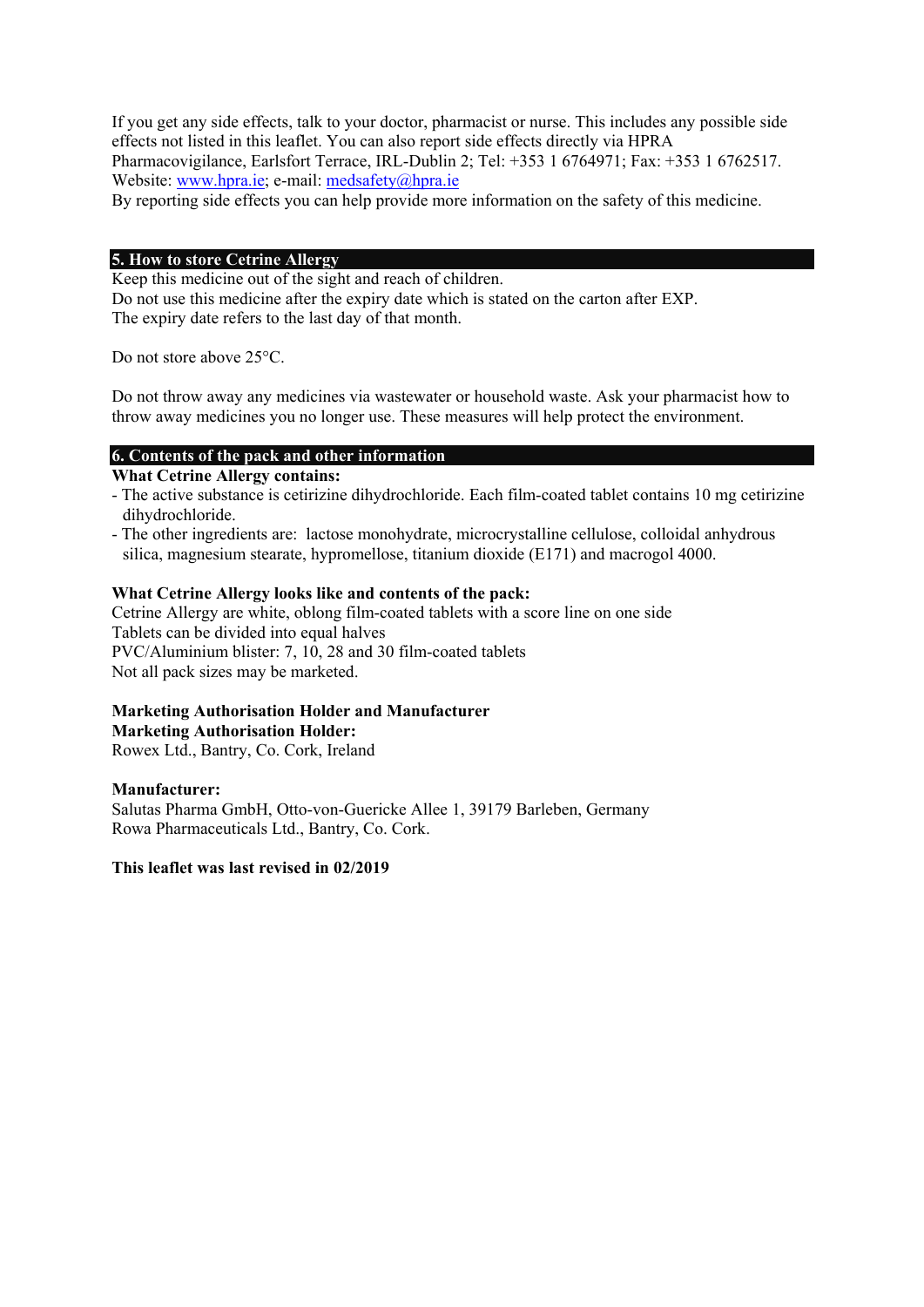If you get any side effects, talk to your doctor, pharmacist or nurse. This includes any possible side effects not listed in this leaflet. You can also report side effects directly via HPRA Pharmacovigilance, Earlsfort Terrace, IRL-Dublin 2; Tel: +353 1 6764971; Fax: +353 1 6762517. Website: www.hpra.ie; e-mail: medsafety@hpra.ie
By reporting side effects you can help provide more information on the safety of this medicine.

## 5. How to store Cetrine Allergy

Keep this medicine out of the sight and reach of children.
Do not use this medicine after the expiry date which is stated on the carton after EXP.
The expiry date refers to the last day of that month.

Do not store above 25°C.

Do not throw away any medicines via wastewater or household waste. Ask your pharmacist how to throw away medicines you no longer use. These measures will help protect the environment.

## 6. Contents of the pack and other information

**What Cetrine Allergy contains:**

- The active substance is cetirizine dihydrochloride. Each film-coated tablet contains 10 mg cetirizine dihydrochloride.
- The other ingredients are: lactose monohydrate, microcrystalline cellulose, colloidal anhydrous silica, magnesium stearate, hypromellose, titanium dioxide (E171) and macrogol 4000.

**What Cetrine Allergy looks like and contents of the pack:**

Cetrine Allergy are white, oblong film-coated tablets with a score line on one side
Tablets can be divided into equal halves
PVC/Aluminium blister: 7, 10, 28 and 30 film-coated tablets
Not all pack sizes may be marketed.

**Marketing Authorisation Holder and Manufacturer**
**Marketing Authorisation Holder:**
Rowex Ltd., Bantry, Co. Cork, Ireland

**Manufacturer:**
Salutas Pharma GmbH, Otto-von-Guericke Allee 1, 39179 Barleben, Germany
Rowa Pharmaceuticals Ltd., Bantry, Co. Cork.

**This leaflet was last revised in 02/2019**